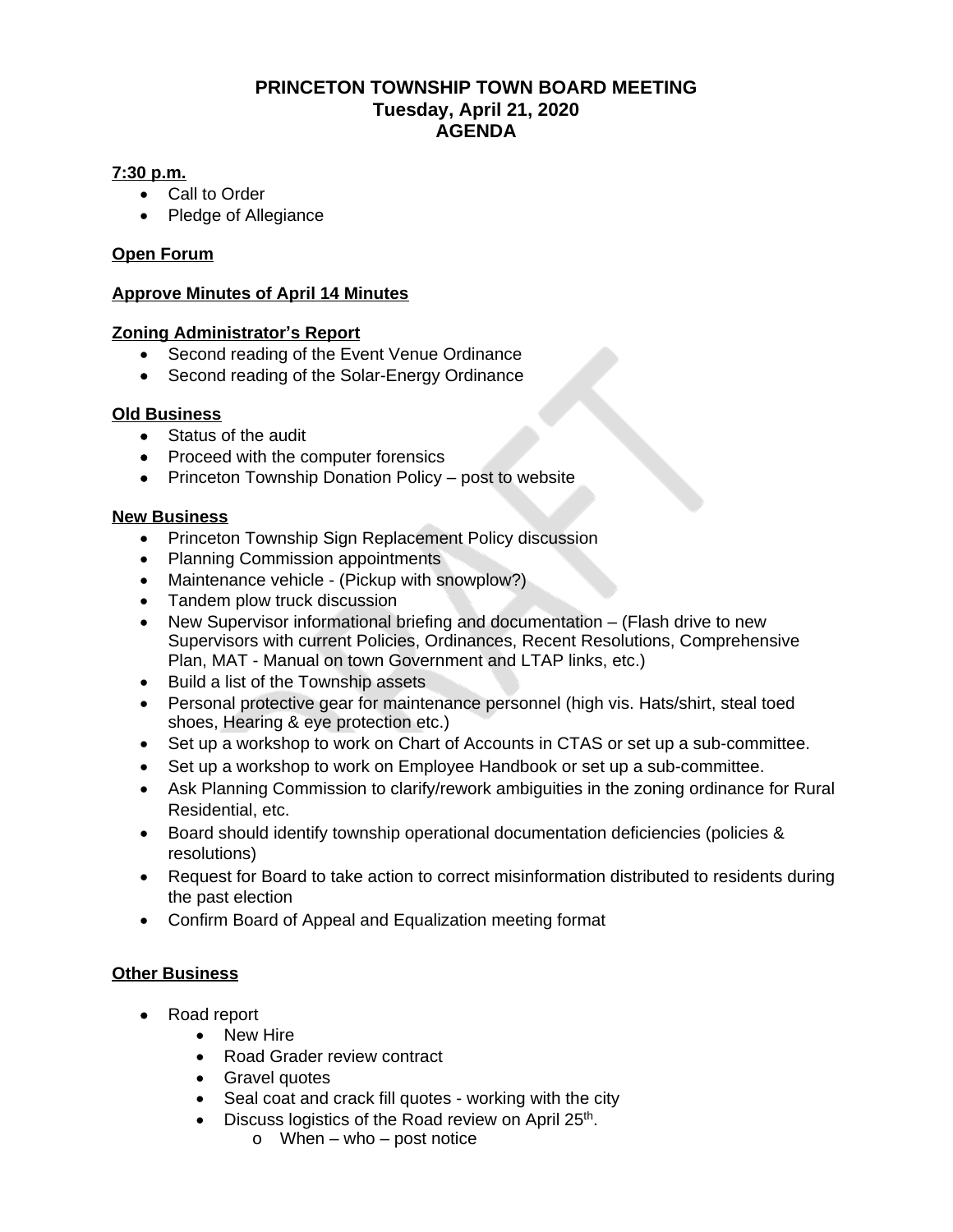# PRINCETON TOWNSHIP TOWN BOARD MEETING
## Tuesday, April 21, 2020
## AGENDA

**7:30 p.m.**

- Call to Order
- Pledge of Allegiance

**Open Forum**

**Approve Minutes of April 14 Minutes**

**Zoning Administrator's Report**

- Second reading of the Event Venue Ordinance
- Second reading of the Solar-Energy Ordinance

**Old Business**

- Status of the audit
- Proceed with the computer forensics
- Princeton Township Donation Policy – post to website

**New Business**

- Princeton Township Sign Replacement Policy discussion
- Planning Commission appointments
- Maintenance vehicle - (Pickup with snowplow?)
- Tandem plow truck discussion
- New Supervisor informational briefing and documentation – (Flash drive to new Supervisors with current Policies, Ordinances, Recent Resolutions, Comprehensive Plan, MAT - Manual on town Government and LTAP links, etc.)
- Build a list of the Township assets
- Personal protective gear for maintenance personnel (high vis. Hats/shirt, steal toed shoes, Hearing & eye protection etc.)
- Set up a workshop to work on Chart of Accounts in CTAS or set up a sub-committee.
- Set up a workshop to work on Employee Handbook or set up a sub-committee.
- Ask Planning Commission to clarify/rework ambiguities in the zoning ordinance for Rural Residential, etc.
- Board should identify township operational documentation deficiencies (policies & resolutions)
- Request for Board to take action to correct misinformation distributed to residents during the past election
- Confirm Board of Appeal and Equalization meeting format

**Other Business**

- Road report
  - New Hire
  - Road Grader review contract
  - Gravel quotes
  - Seal coat and crack fill quotes - working with the city
  - Discuss logistics of the Road review on April 25th.
    - When – who – post notice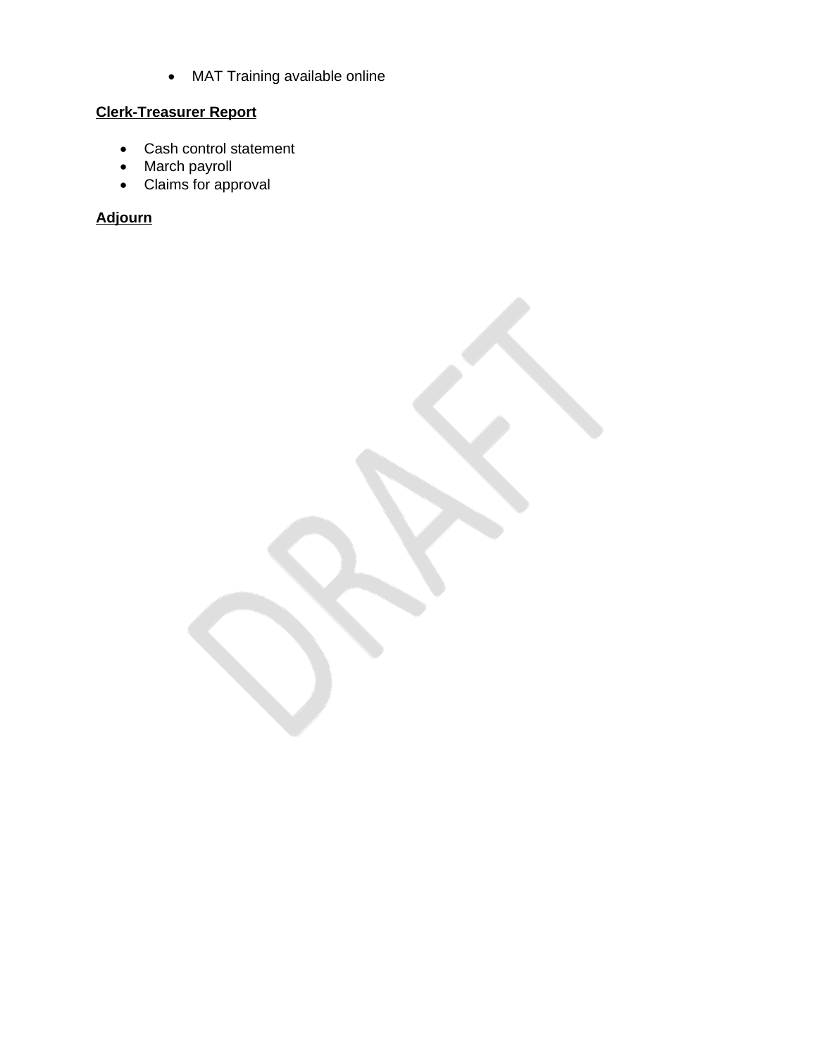- MAT Training available online

**Clerk-Treasurer Report**

- Cash control statement
- March payroll
- Claims for approval

**Adjourn**